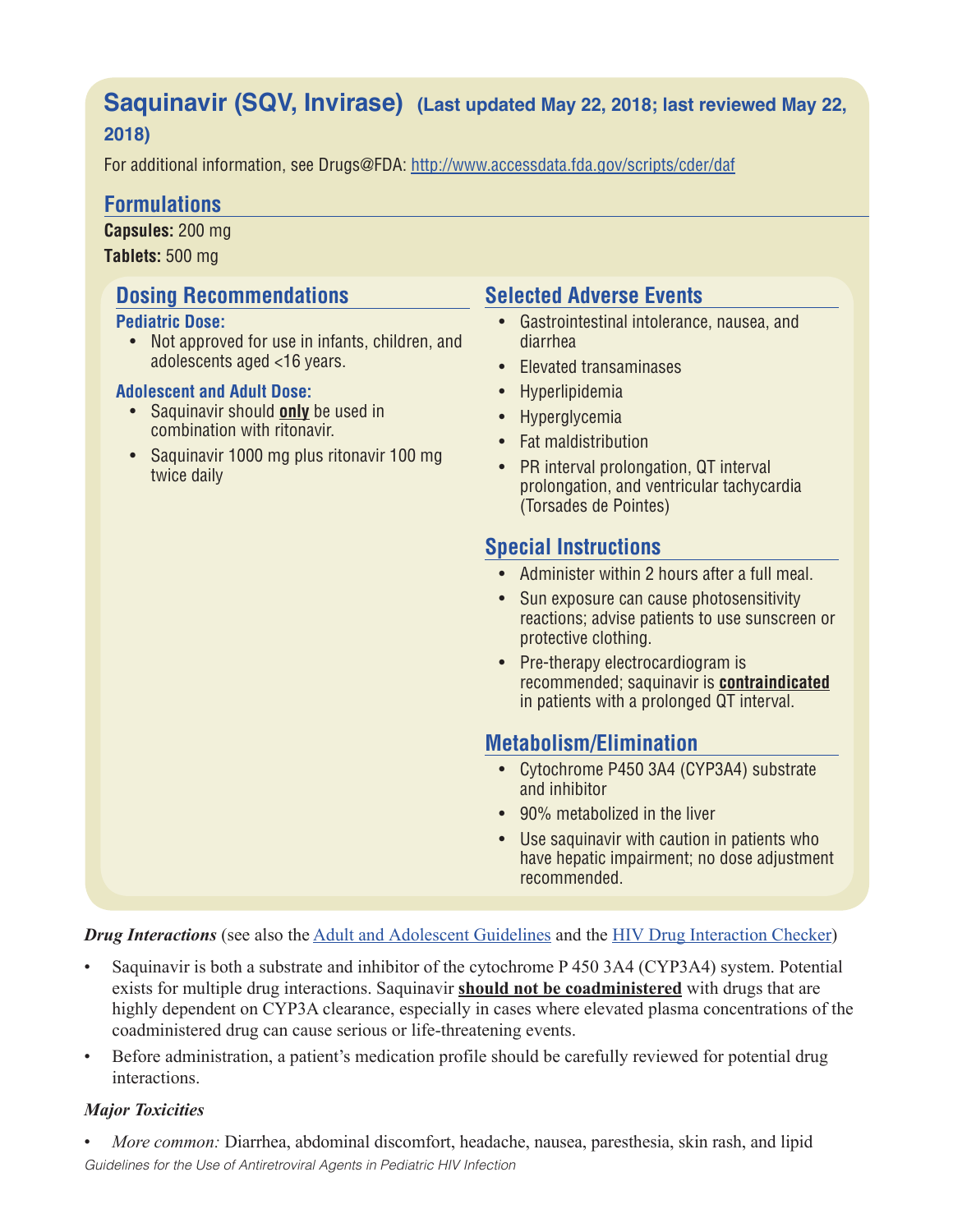# Saquinavir (SQV, Invirase) (Last updated May 22, 2018; last reviewed May 22, 2018)

For additional information, see Drugs@FDA: http://www.accessdata.fda.gov/scripts/cder/daf

## Formulations

**Capsules:** 200 mg

**Tablets:** 500 mg

## Dosing Recommendations

### Pediatric Dose:

- Not approved for use in infants, children, and adolescents aged <16 years.

### Adolescent and Adult Dose:

- Saquinavir should **only** be used in combination with ritonavir.
- Saquinavir 1000 mg plus ritonavir 100 mg twice daily

## Selected Adverse Events

- Gastrointestinal intolerance, nausea, and diarrhea
- Elevated transaminases
- Hyperlipidemia
- Hyperglycemia
- Fat maldistribution
- PR interval prolongation, QT interval prolongation, and ventricular tachycardia (Torsades de Pointes)

## Special Instructions

- Administer within 2 hours after a full meal.
- Sun exposure can cause photosensitivity reactions; advise patients to use sunscreen or protective clothing.
- Pre-therapy electrocardiogram is recommended; saquinavir is **contraindicated** in patients with a prolonged QT interval.

## Metabolism/Elimination

- Cytochrome P450 3A4 (CYP3A4) substrate and inhibitor
- 90% metabolized in the liver
- Use saquinavir with caution in patients who have hepatic impairment; no dose adjustment recommended.

***Drug Interactions*** (see also the Adult and Adolescent Guidelines and the HIV Drug Interaction Checker)

- Saquinavir is both a substrate and inhibitor of the cytochrome P 450 3A4 (CYP3A4) system. Potential exists for multiple drug interactions. Saquinavir **should not be coadministered** with drugs that are highly dependent on CYP3A clearance, especially in cases where elevated plasma concentrations of the coadministered drug can cause serious or life-threatening events.
- Before administration, a patient's medication profile should be carefully reviewed for potential drug interactions.

***Major Toxicities***

- *More common:* Diarrhea, abdominal discomfort, headache, nausea, paresthesia, skin rash, and lipid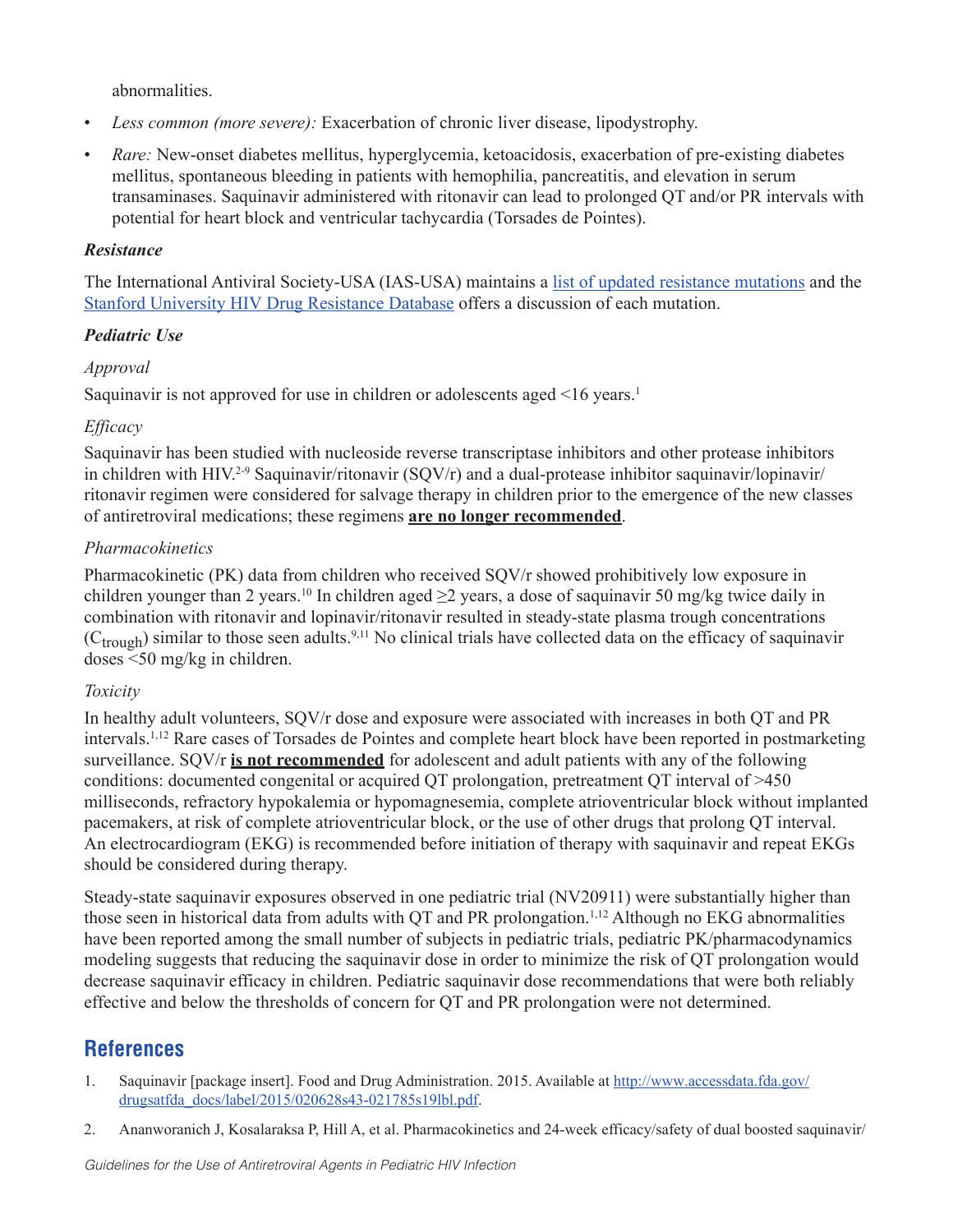abnormalities.

- *Less common (more severe):* Exacerbation of chronic liver disease, lipodystrophy.
- *Rare:* New-onset diabetes mellitus, hyperglycemia, ketoacidosis, exacerbation of pre-existing diabetes mellitus, spontaneous bleeding in patients with hemophilia, pancreatitis, and elevation in serum transaminases. Saquinavir administered with ritonavir can lead to prolonged QT and/or PR intervals with potential for heart block and ventricular tachycardia (Torsades de Pointes).

### *Resistance*

The International Antiviral Society-USA (IAS-USA) maintains a list of updated resistance mutations and the Stanford University HIV Drug Resistance Database offers a discussion of each mutation.

### *Pediatric Use*

*Approval*

Saquinavir is not approved for use in children or adolescents aged <16 years.[1]

*Efficacy*

Saquinavir has been studied with nucleoside reverse transcriptase inhibitors and other protease inhibitors in children with HIV.[2-9] Saquinavir/ritonavir (SQV/r) and a dual-protease inhibitor saquinavir/lopinavir/ritonavir regimen were considered for salvage therapy in children prior to the emergence of the new classes of antiretroviral medications; these regimens **are no longer recommended**.

*Pharmacokinetics*

Pharmacokinetic (PK) data from children who received SQV/r showed prohibitively low exposure in children younger than 2 years.[10] In children aged ≥2 years, a dose of saquinavir 50 mg/kg twice daily in combination with ritonavir and lopinavir/ritonavir resulted in steady-state plasma trough concentrations ($C_{trough}$) similar to those seen adults.[9,11] No clinical trials have collected data on the efficacy of saquinavir doses <50 mg/kg in children.

*Toxicity*

In healthy adult volunteers, SQV/r dose and exposure were associated with increases in both QT and PR intervals.[1,12] Rare cases of Torsades de Pointes and complete heart block have been reported in postmarketing surveillance. SQV/r **is not recommended** for adolescent and adult patients with any of the following conditions: documented congenital or acquired QT prolongation, pretreatment QT interval of >450 milliseconds, refractory hypokalemia or hypomagnesemia, complete atrioventricular block without implanted pacemakers, at risk of complete atrioventricular block, or the use of other drugs that prolong QT interval. An electrocardiogram (EKG) is recommended before initiation of therapy with saquinavir and repeat EKGs should be considered during therapy.

Steady-state saquinavir exposures observed in one pediatric trial (NV20911) were substantially higher than those seen in historical data from adults with QT and PR prolongation.[1,12] Although no EKG abnormalities have been reported among the small number of subjects in pediatric trials, pediatric PK/pharmacodynamics modeling suggests that reducing the saquinavir dose in order to minimize the risk of QT prolongation would decrease saquinavir efficacy in children. Pediatric saquinavir dose recommendations that were both reliably effective and below the thresholds of concern for QT and PR prolongation were not determined.

## References

1. Saquinavir [package insert]. Food and Drug Administration. 2015. Available at http://www.accessdata.fda.gov/drugsatfda_docs/label/2015/020628s43-021785s19lbl.pdf.
2. Ananworanich J, Kosalaraksa P, Hill A, et al. Pharmacokinetics and 24-week efficacy/safety of dual boosted saquinavir/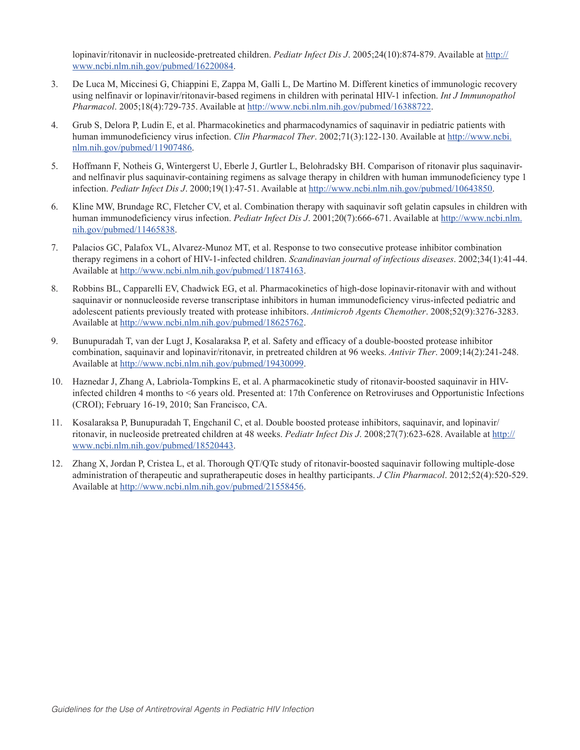lopinavir/ritonavir in nucleoside-pretreated children. *Pediatr Infect Dis J*. 2005;24(10):874-879. Available at http://www.ncbi.nlm.nih.gov/pubmed/16220084.

3. De Luca M, Miccinesi G, Chiappini E, Zappa M, Galli L, De Martino M. Different kinetics of immunologic recovery using nelfinavir or lopinavir/ritonavir-based regimens in children with perinatal HIV-1 infection. *Int J Immunopathol Pharmacol*. 2005;18(4):729-735. Available at http://www.ncbi.nlm.nih.gov/pubmed/16388722.

4. Grub S, Delora P, Ludin E, et al. Pharmacokinetics and pharmacodynamics of saquinavir in pediatric patients with human immunodeficiency virus infection. *Clin Pharmacol Ther*. 2002;71(3):122-130. Available at http://www.ncbi.nlm.nih.gov/pubmed/11907486.

5. Hoffmann F, Notheis G, Wintergerst U, Eberle J, Gurtler L, Belohradsky BH. Comparison of ritonavir plus saquinavir- and nelfinavir plus saquinavir-containing regimens as salvage therapy in children with human immunodeficiency type 1 infection. *Pediatr Infect Dis J*. 2000;19(1):47-51. Available at http://www.ncbi.nlm.nih.gov/pubmed/10643850.

6. Kline MW, Brundage RC, Fletcher CV, et al. Combination therapy with saquinavir soft gelatin capsules in children with human immunodeficiency virus infection. *Pediatr Infect Dis J*. 2001;20(7):666-671. Available at http://www.ncbi.nlm.nih.gov/pubmed/11465838.

7. Palacios GC, Palafox VL, Alvarez-Munoz MT, et al. Response to two consecutive protease inhibitor combination therapy regimens in a cohort of HIV-1-infected children. *Scandinavian journal of infectious diseases*. 2002;34(1):41-44. Available at http://www.ncbi.nlm.nih.gov/pubmed/11874163.

8. Robbins BL, Capparelli EV, Chadwick EG, et al. Pharmacokinetics of high-dose lopinavir-ritonavir with and without saquinavir or nonnucleoside reverse transcriptase inhibitors in human immunodeficiency virus-infected pediatric and adolescent patients previously treated with protease inhibitors. *Antimicrob Agents Chemother*. 2008;52(9):3276-3283. Available at http://www.ncbi.nlm.nih.gov/pubmed/18625762.

9. Bunupuradah T, van der Lugt J, Kosalaraksa P, et al. Safety and efficacy of a double-boosted protease inhibitor combination, saquinavir and lopinavir/ritonavir, in pretreated children at 96 weeks. *Antivir Ther*. 2009;14(2):241-248. Available at http://www.ncbi.nlm.nih.gov/pubmed/19430099.

10. Haznedar J, Zhang A, Labriola-Tompkins E, et al. A pharmacokinetic study of ritonavir-boosted saquinavir in HIV-infected children 4 months to <6 years old. Presented at: 17th Conference on Retroviruses and Opportunistic Infections (CROI); February 16-19, 2010; San Francisco, CA.

11. Kosalaraksa P, Bunupuradah T, Engchanil C, et al. Double boosted protease inhibitors, saquinavir, and lopinavir/ritonavir, in nucleoside pretreated children at 48 weeks. *Pediatr Infect Dis J*. 2008;27(7):623-628. Available at http://www.ncbi.nlm.nih.gov/pubmed/18520443.

12. Zhang X, Jordan P, Cristea L, et al. Thorough QT/QTc study of ritonavir-boosted saquinavir following multiple-dose administration of therapeutic and supratherapeutic doses in healthy participants. *J Clin Pharmacol*. 2012;52(4):520-529. Available at http://www.ncbi.nlm.nih.gov/pubmed/21558456.